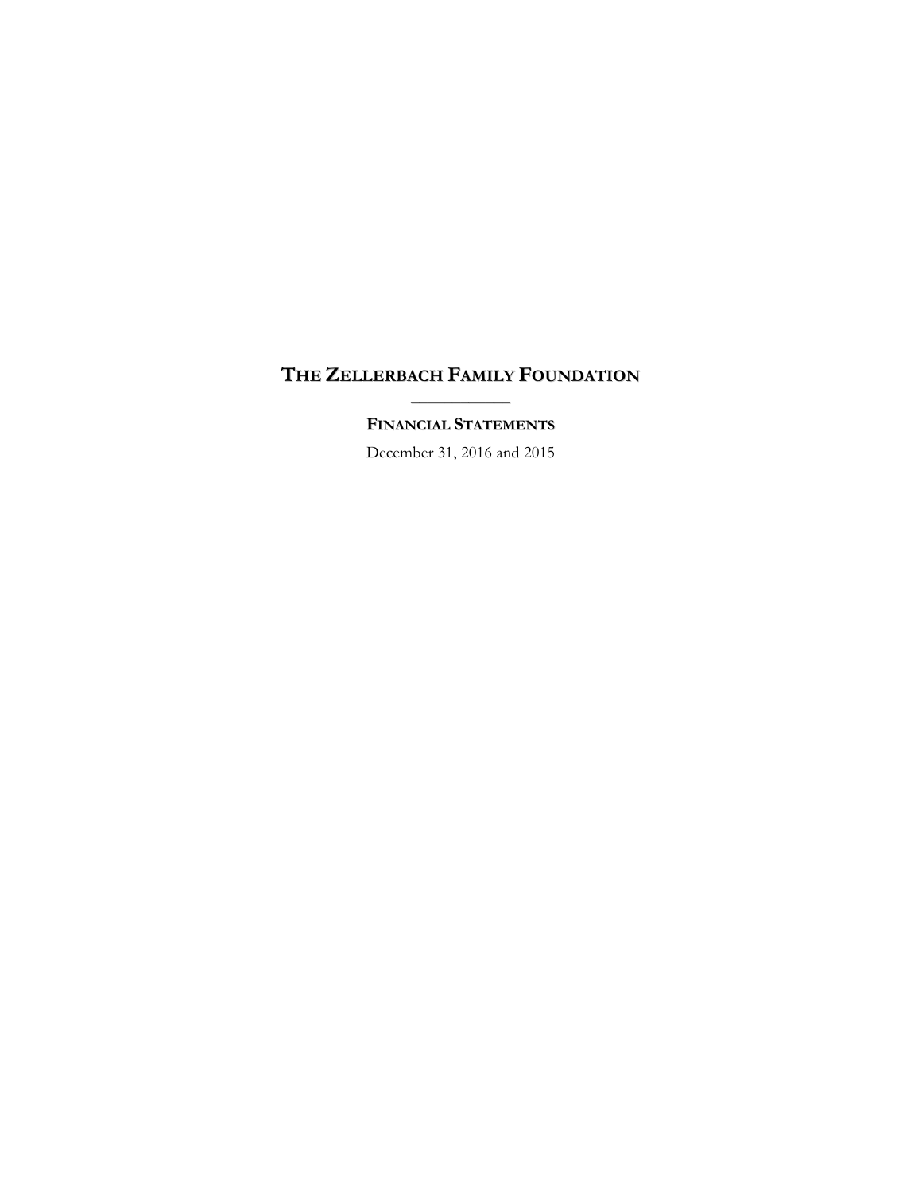# THE ZELLERBACH FAMILY FOUNDATION

---

## FINANCIAL STATEMENTS

December 31, 2016 and 2015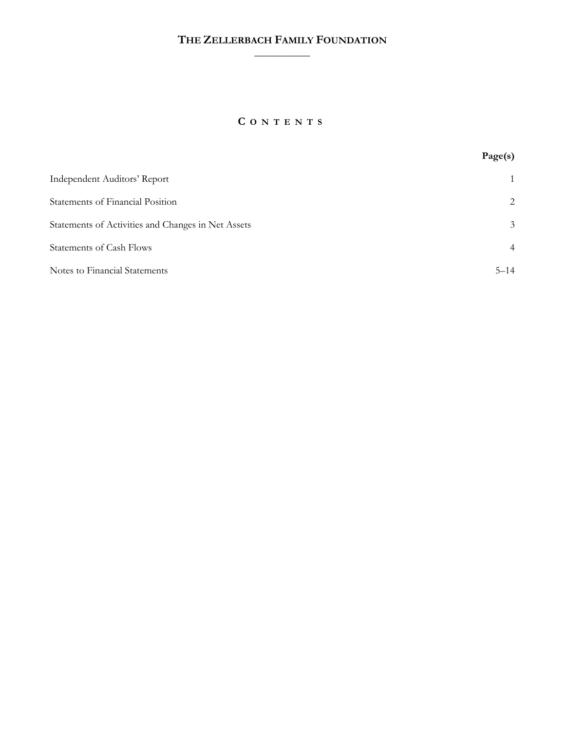# THE ZELLERBACH FAMILY FOUNDATION

## CONTENTS

| | Page(s) |
|---|---|
| Independent Auditors' Report | 1 |
| Statements of Financial Position | 2 |
| Statements of Activities and Changes in Net Assets | 3 |
| Statements of Cash Flows | 4 |
| Notes to Financial Statements | 5–14 |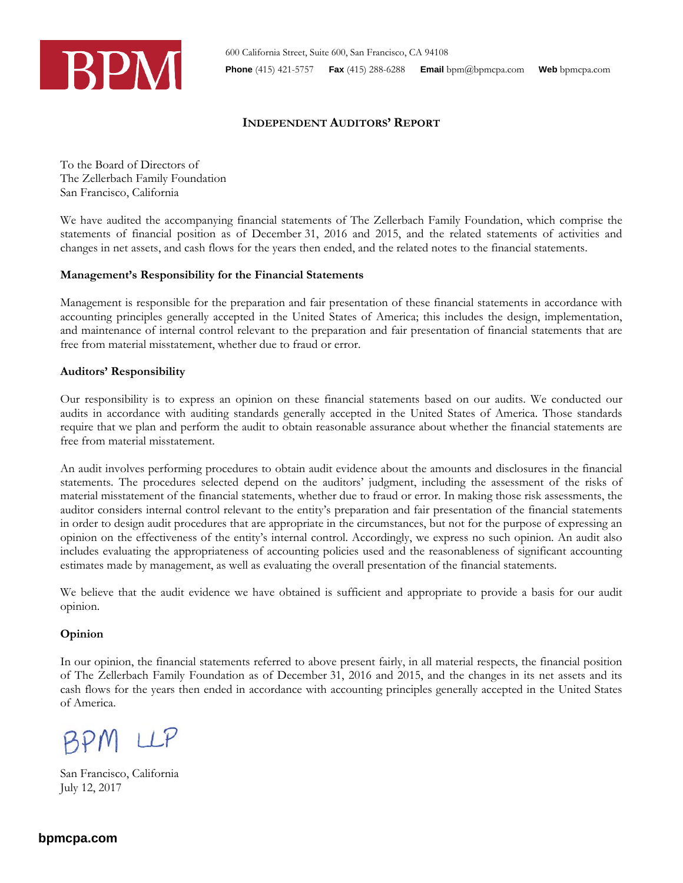BPM

600 California Street, Suite 600, San Francisco, CA 94108

**Phone** (415) 421-5757 **Fax** (415) 288-6288 **Email** bpm@bpmcpa.com **Web** bpmcpa.com

## INDEPENDENT AUDITORS' REPORT

To the Board of Directors of
The Zellerbach Family Foundation
San Francisco, California

We have audited the accompanying financial statements of The Zellerbach Family Foundation, which comprise the statements of financial position as of December 31, 2016 and 2015, and the related statements of activities and changes in net assets, and cash flows for the years then ended, and the related notes to the financial statements.

### Management's Responsibility for the Financial Statements

Management is responsible for the preparation and fair presentation of these financial statements in accordance with accounting principles generally accepted in the United States of America; this includes the design, implementation, and maintenance of internal control relevant to the preparation and fair presentation of financial statements that are free from material misstatement, whether due to fraud or error.

### Auditors' Responsibility

Our responsibility is to express an opinion on these financial statements based on our audits. We conducted our audits in accordance with auditing standards generally accepted in the United States of America. Those standards require that we plan and perform the audit to obtain reasonable assurance about whether the financial statements are free from material misstatement.

An audit involves performing procedures to obtain audit evidence about the amounts and disclosures in the financial statements. The procedures selected depend on the auditors' judgment, including the assessment of the risks of material misstatement of the financial statements, whether due to fraud or error. In making those risk assessments, the auditor considers internal control relevant to the entity's preparation and fair presentation of the financial statements in order to design audit procedures that are appropriate in the circumstances, but not for the purpose of expressing an opinion on the effectiveness of the entity's internal control. Accordingly, we express no such opinion. An audit also includes evaluating the appropriateness of accounting policies used and the reasonableness of significant accounting estimates made by management, as well as evaluating the overall presentation of the financial statements.

We believe that the audit evidence we have obtained is sufficient and appropriate to provide a basis for our audit opinion.

### Opinion

In our opinion, the financial statements referred to above present fairly, in all material respects, the financial position of The Zellerbach Family Foundation as of December 31, 2016 and 2015, and the changes in its net assets and its cash flows for the years then ended in accordance with accounting principles generally accepted in the United States of America.

BPM LLP

San Francisco, California
July 12, 2017

**bpmcpa.com**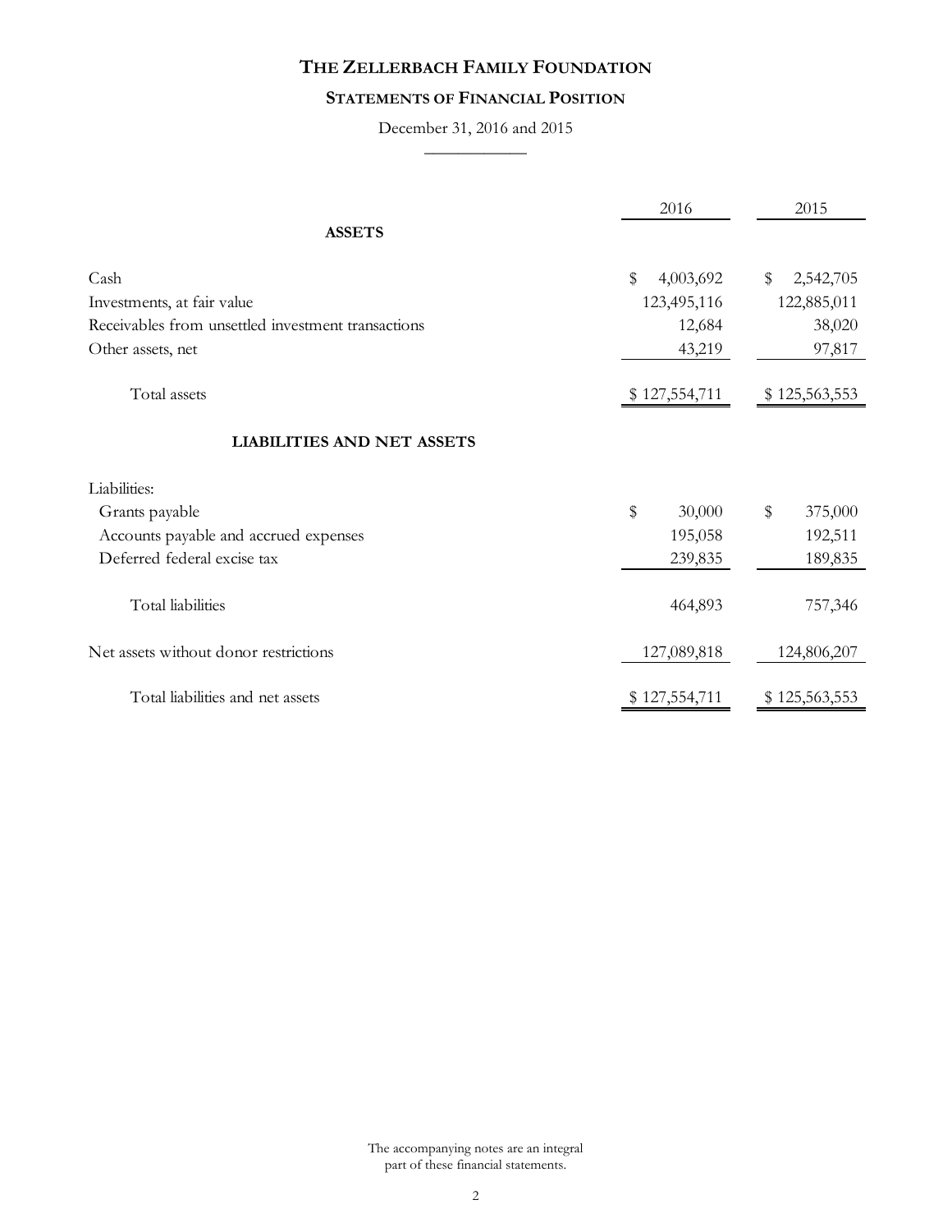# THE ZELLERBACH FAMILY FOUNDATION

## STATEMENTS OF FINANCIAL POSITION

December 31, 2016 and 2015

| | 2016 | 2015 |
|---|---|---|
| **ASSETS** | | |
| Cash | $ 4,003,692 | $ 2,542,705 |
| Investments, at fair value | 123,495,116 | 122,885,011 |
| Receivables from unsettled investment transactions | 12,684 | 38,020 |
| Other assets, net | 43,219 | 97,817 |
| Total assets | $ 127,554,711 | $ 125,563,553 |
| **LIABILITIES AND NET ASSETS** | | |
| Liabilities: | | |
| Grants payable | $ 30,000 | $ 375,000 |
| Accounts payable and accrued expenses | 195,058 | 192,511 |
| Deferred federal excise tax | 239,835 | 189,835 |
| Total liabilities | 464,893 | 757,346 |
| Net assets without donor restrictions | 127,089,818 | 124,806,207 |
| Total liabilities and net assets | $ 127,554,711 | $ 125,563,553 |

The accompanying notes are an integral part of these financial statements.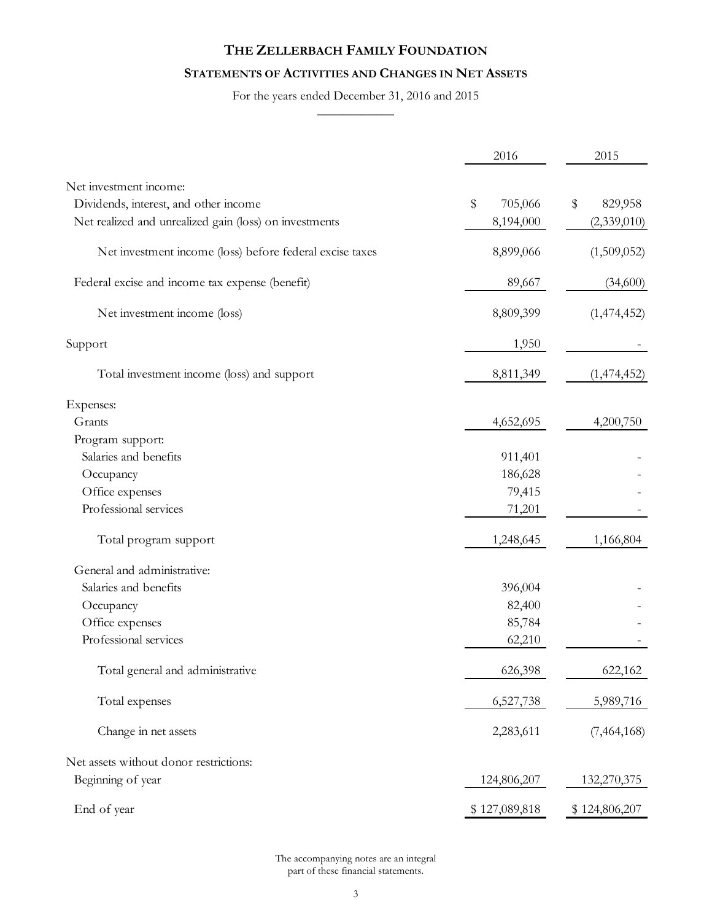# THE ZELLERBACH FAMILY FOUNDATION

## STATEMENTS OF ACTIVITIES AND CHANGES IN NET ASSETS

For the years ended December 31, 2016 and 2015

| | 2016 | 2015 |
|---|---|---|
| Net investment income: | | |
| Dividends, interest, and other income | $ 705,066 | $ 829,958 |
| Net realized and unrealized gain (loss) on investments | 8,194,000 | (2,339,010) |
| Net investment income (loss) before federal excise taxes | 8,899,066 | (1,509,052) |
| Federal excise and income tax expense (benefit) | 89,667 | (34,600) |
| Net investment income (loss) | 8,809,399 | (1,474,452) |
| Support | 1,950 | - |
| Total investment income (loss) and support | 8,811,349 | (1,474,452) |
| Expenses: | | |
| Grants | 4,652,695 | 4,200,750 |
| Program support: | | |
| Salaries and benefits | 911,401 | - |
| Occupancy | 186,628 | - |
| Office expenses | 79,415 | - |
| Professional services | 71,201 | - |
| Total program support | 1,248,645 | 1,166,804 |
| General and administrative: | | |
| Salaries and benefits | 396,004 | - |
| Occupancy | 82,400 | - |
| Office expenses | 85,784 | - |
| Professional services | 62,210 | - |
| Total general and administrative | 626,398 | 622,162 |
| Total expenses | 6,527,738 | 5,989,716 |
| Change in net assets | 2,283,611 | (7,464,168) |
| Net assets without donor restrictions: | | |
| Beginning of year | 124,806,207 | 132,270,375 |
| End of year | $ 127,089,818 | $ 124,806,207 |

The accompanying notes are an integral part of these financial statements.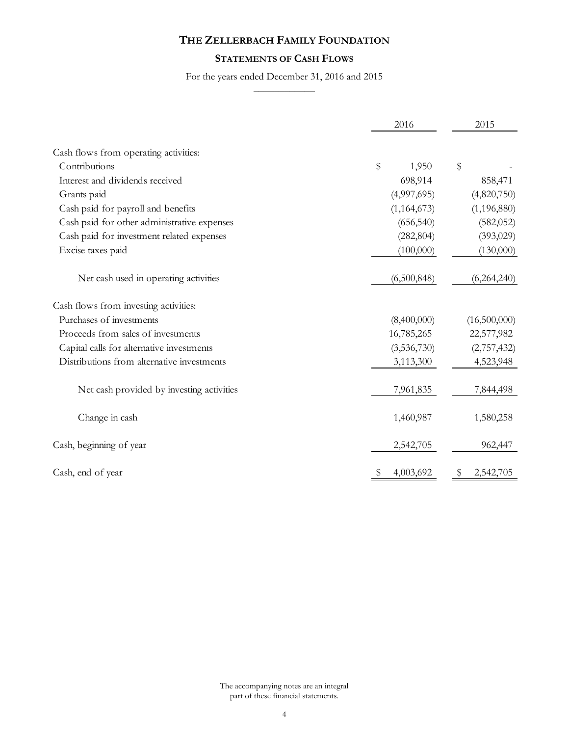# THE ZELLERBACH FAMILY FOUNDATION

## STATEMENTS OF CASH FLOWS

For the years ended December 31, 2016 and 2015

| | 2016 | 2015 |
|---|---|---|
| Cash flows from operating activities: | | |
| Contributions | $ 1,950 | $ - |
| Interest and dividends received | 698,914 | 858,471 |
| Grants paid | (4,997,695) | (4,820,750) |
| Cash paid for payroll and benefits | (1,164,673) | (1,196,880) |
| Cash paid for other administrative expenses | (656,540) | (582,052) |
| Cash paid for investment related expenses | (282,804) | (393,029) |
| Excise taxes paid | (100,000) | (130,000) |
| Net cash used in operating activities | (6,500,848) | (6,264,240) |
| Cash flows from investing activities: | | |
| Purchases of investments | (8,400,000) | (16,500,000) |
| Proceeds from sales of investments | 16,785,265 | 22,577,982 |
| Capital calls for alternative investments | (3,536,730) | (2,757,432) |
| Distributions from alternative investments | 3,113,300 | 4,523,948 |
| Net cash provided by investing activities | 7,961,835 | 7,844,498 |
| Change in cash | 1,460,987 | 1,580,258 |
| Cash, beginning of year | 2,542,705 | 962,447 |
| Cash, end of year | $ 4,003,692 | $ 2,542,705 |

The accompanying notes are an integral part of these financial statements.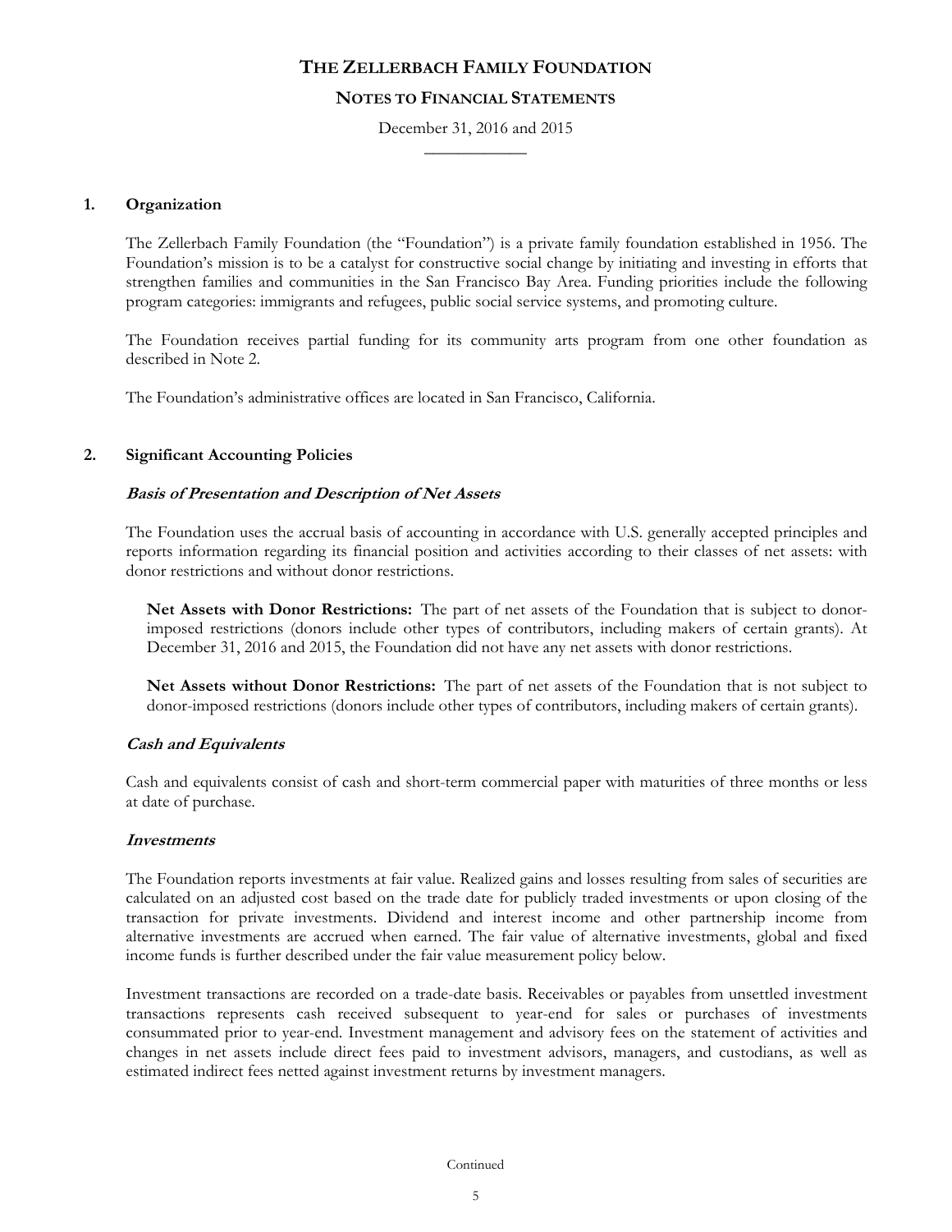# THE ZELLERBACH FAMILY FOUNDATION

## NOTES TO FINANCIAL STATEMENTS

December 31, 2016 and 2015

### 1. Organization

The Zellerbach Family Foundation (the "Foundation") is a private family foundation established in 1956. The Foundation's mission is to be a catalyst for constructive social change by initiating and investing in efforts that strengthen families and communities in the San Francisco Bay Area. Funding priorities include the following program categories: immigrants and refugees, public social service systems, and promoting culture.

The Foundation receives partial funding for its community arts program from one other foundation as described in Note 2.

The Foundation's administrative offices are located in San Francisco, California.

### 2. Significant Accounting Policies

***Basis of Presentation and Description of Net Assets***

The Foundation uses the accrual basis of accounting in accordance with U.S. generally accepted principles and reports information regarding its financial position and activities according to their classes of net assets: with donor restrictions and without donor restrictions.

**Net Assets with Donor Restrictions:** The part of net assets of the Foundation that is subject to donor-imposed restrictions (donors include other types of contributors, including makers of certain grants). At December 31, 2016 and 2015, the Foundation did not have any net assets with donor restrictions.

**Net Assets without Donor Restrictions:** The part of net assets of the Foundation that is not subject to donor-imposed restrictions (donors include other types of contributors, including makers of certain grants).

***Cash and Equivalents***

Cash and equivalents consist of cash and short-term commercial paper with maturities of three months or less at date of purchase.

***Investments***

The Foundation reports investments at fair value. Realized gains and losses resulting from sales of securities are calculated on an adjusted cost based on the trade date for publicly traded investments or upon closing of the transaction for private investments. Dividend and interest income and other partnership income from alternative investments are accrued when earned. The fair value of alternative investments, global and fixed income funds is further described under the fair value measurement policy below.

Investment transactions are recorded on a trade-date basis. Receivables or payables from unsettled investment transactions represents cash received subsequent to year-end for sales or purchases of investments consummated prior to year-end. Investment management and advisory fees on the statement of activities and changes in net assets include direct fees paid to investment advisors, managers, and custodians, as well as estimated indirect fees netted against investment returns by investment managers.

Continued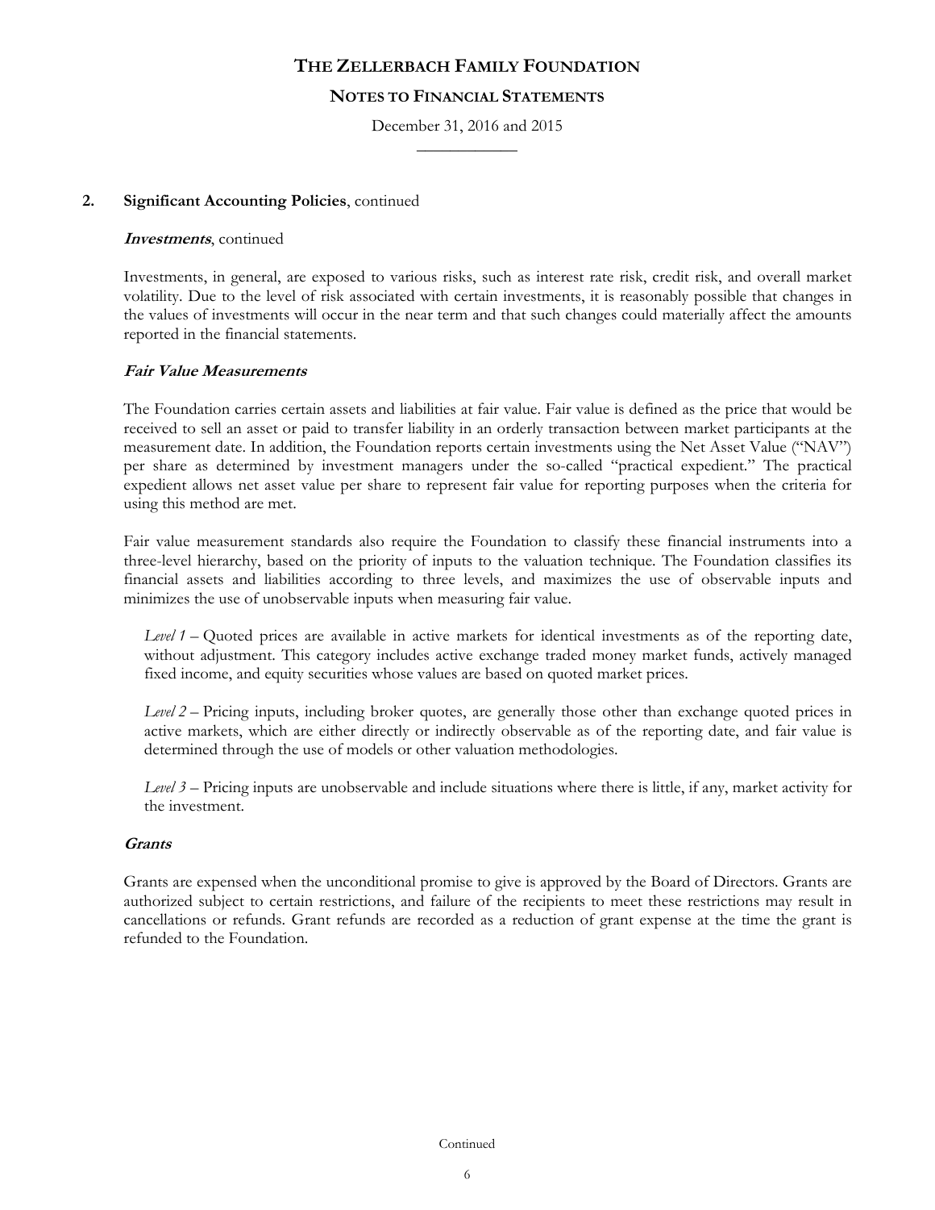## 2. Significant Accounting Policies, continued

***Investments***, continued

Investments, in general, are exposed to various risks, such as interest rate risk, credit risk, and overall market volatility. Due to the level of risk associated with certain investments, it is reasonably possible that changes in the values of investments will occur in the near term and that such changes could materially affect the amounts reported in the financial statements.

***Fair Value Measurements***

The Foundation carries certain assets and liabilities at fair value. Fair value is defined as the price that would be received to sell an asset or paid to transfer liability in an orderly transaction between market participants at the measurement date. In addition, the Foundation reports certain investments using the Net Asset Value ("NAV") per share as determined by investment managers under the so-called "practical expedient." The practical expedient allows net asset value per share to represent fair value for reporting purposes when the criteria for using this method are met.

Fair value measurement standards also require the Foundation to classify these financial instruments into a three-level hierarchy, based on the priority of inputs to the valuation technique. The Foundation classifies its financial assets and liabilities according to three levels, and maximizes the use of observable inputs and minimizes the use of unobservable inputs when measuring fair value.

*Level 1* – Quoted prices are available in active markets for identical investments as of the reporting date, without adjustment. This category includes active exchange traded money market funds, actively managed fixed income, and equity securities whose values are based on quoted market prices.

*Level 2* – Pricing inputs, including broker quotes, are generally those other than exchange quoted prices in active markets, which are either directly or indirectly observable as of the reporting date, and fair value is determined through the use of models or other valuation methodologies.

*Level 3* – Pricing inputs are unobservable and include situations where there is little, if any, market activity for the investment.

***Grants***

Grants are expensed when the unconditional promise to give is approved by the Board of Directors. Grants are authorized subject to certain restrictions, and failure of the recipients to meet these restrictions may result in cancellations or refunds. Grant refunds are recorded as a reduction of grant expense at the time the grant is refunded to the Foundation.

Continued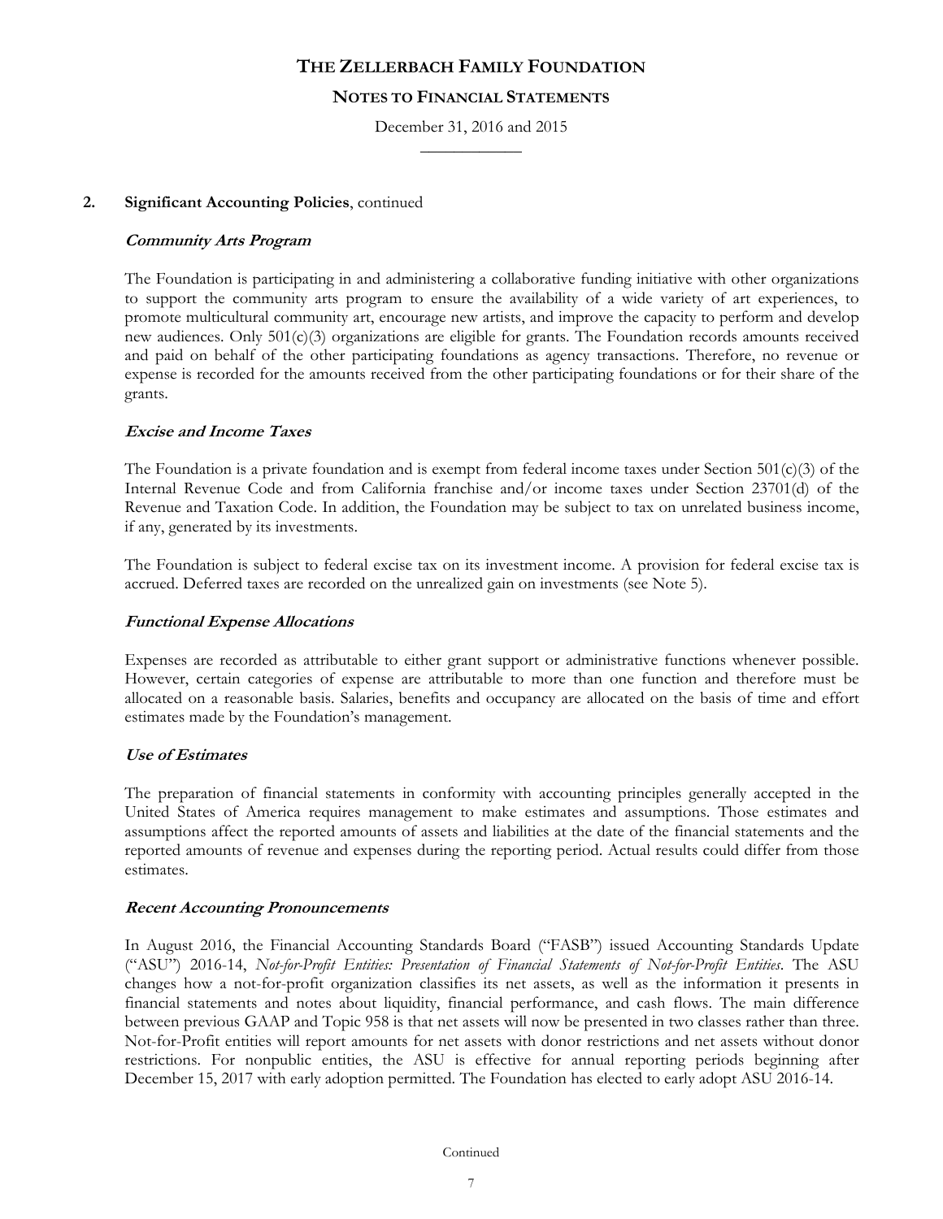## 2. Significant Accounting Policies, continued

### *Community Arts Program*

The Foundation is participating in and administering a collaborative funding initiative with other organizations to support the community arts program to ensure the availability of a wide variety of art experiences, to promote multicultural community art, encourage new artists, and improve the capacity to perform and develop new audiences. Only 501(c)(3) organizations are eligible for grants. The Foundation records amounts received and paid on behalf of the other participating foundations as agency transactions. Therefore, no revenue or expense is recorded for the amounts received from the other participating foundations or for their share of the grants.

### *Excise and Income Taxes*

The Foundation is a private foundation and is exempt from federal income taxes under Section 501(c)(3) of the Internal Revenue Code and from California franchise and/or income taxes under Section 23701(d) of the Revenue and Taxation Code. In addition, the Foundation may be subject to tax on unrelated business income, if any, generated by its investments.

The Foundation is subject to federal excise tax on its investment income. A provision for federal excise tax is accrued. Deferred taxes are recorded on the unrealized gain on investments (see Note 5).

### *Functional Expense Allocations*

Expenses are recorded as attributable to either grant support or administrative functions whenever possible. However, certain categories of expense are attributable to more than one function and therefore must be allocated on a reasonable basis. Salaries, benefits and occupancy are allocated on the basis of time and effort estimates made by the Foundation's management.

### *Use of Estimates*

The preparation of financial statements in conformity with accounting principles generally accepted in the United States of America requires management to make estimates and assumptions. Those estimates and assumptions affect the reported amounts of assets and liabilities at the date of the financial statements and the reported amounts of revenue and expenses during the reporting period. Actual results could differ from those estimates.

### *Recent Accounting Pronouncements*

In August 2016, the Financial Accounting Standards Board ("FASB") issued Accounting Standards Update ("ASU") 2016-14, *Not-for-Profit Entities: Presentation of Financial Statements of Not-for-Profit Entities*. The ASU changes how a not-for-profit organization classifies its net assets, as well as the information it presents in financial statements and notes about liquidity, financial performance, and cash flows. The main difference between previous GAAP and Topic 958 is that net assets will now be presented in two classes rather than three. Not-for-Profit entities will report amounts for net assets with donor restrictions and net assets without donor restrictions. For nonpublic entities, the ASU is effective for annual reporting periods beginning after December 15, 2017 with early adoption permitted. The Foundation has elected to early adopt ASU 2016-14.

Continued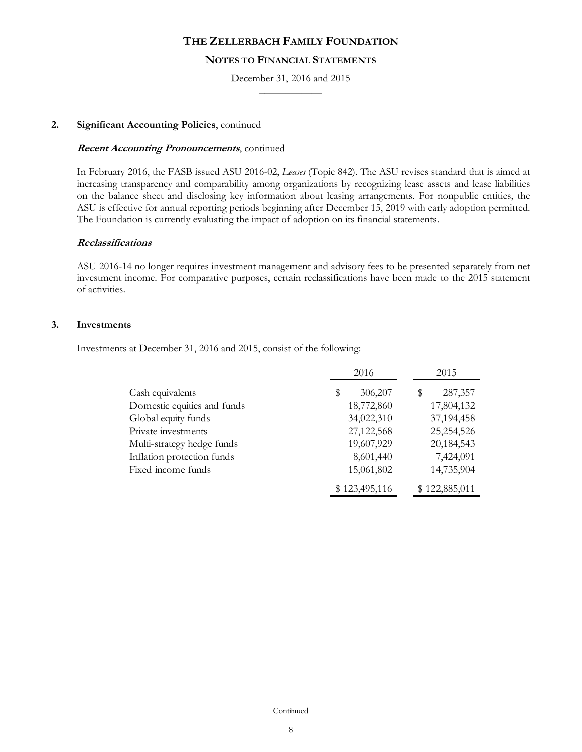# THE ZELLERBACH FAMILY FOUNDATION

## NOTES TO FINANCIAL STATEMENTS

December 31, 2016 and 2015

**2. Significant Accounting Policies**, continued

***Recent Accounting Pronouncements***, continued

In February 2016, the FASB issued ASU 2016-02, *Leases* (Topic 842). The ASU revises standard that is aimed at increasing transparency and comparability among organizations by recognizing lease assets and lease liabilities on the balance sheet and disclosing key information about leasing arrangements. For nonpublic entities, the ASU is effective for annual reporting periods beginning after December 15, 2019 with early adoption permitted. The Foundation is currently evaluating the impact of adoption on its financial statements.

***Reclassifications***

ASU 2016-14 no longer requires investment management and advisory fees to be presented separately from net investment income. For comparative purposes, certain reclassifications have been made to the 2015 statement of activities.

**3. Investments**

Investments at December 31, 2016 and 2015, consist of the following:

| | 2016 | 2015 |
|---|---|---|
| Cash equivalents | $ 306,207 | $ 287,357 |
| Domestic equities and funds | 18,772,860 | 17,804,132 |
| Global equity funds | 34,022,310 | 37,194,458 |
| Private investments | 27,122,568 | 25,254,526 |
| Multi-strategy hedge funds | 19,607,929 | 20,184,543 |
| Inflation protection funds | 8,601,440 | 7,424,091 |
| Fixed income funds | 15,061,802 | 14,735,904 |
| | $ 123,495,116 | $ 122,885,011 |

Continued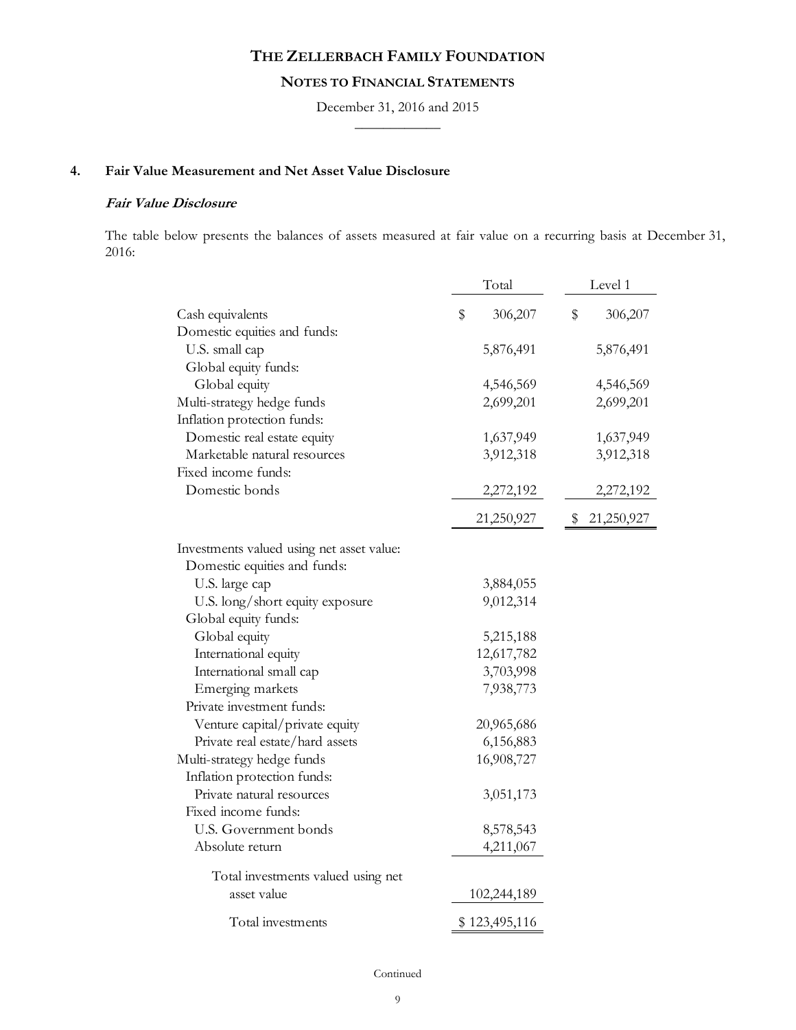## 4. Fair Value Measurement and Net Asset Value Disclosure

### *Fair Value Disclosure*

The table below presents the balances of assets measured at fair value on a recurring basis at December 31, 2016:

| | Total | Level 1 |
|---|---|---|
| Cash equivalents | $ 306,207 | $ 306,207 |
| Domestic equities and funds: | | |
| U.S. small cap | 5,876,491 | 5,876,491 |
| Global equity funds: | | |
| Global equity | 4,546,569 | 4,546,569 |
| Multi-strategy hedge funds | 2,699,201 | 2,699,201 |
| Inflation protection funds: | | |
| Domestic real estate equity | 1,637,949 | 1,637,949 |
| Marketable natural resources | 3,912,318 | 3,912,318 |
| Fixed income funds: | | |
| Domestic bonds | 2,272,192 | 2,272,192 |
| | 21,250,927 | $ 21,250,927 |
| Investments valued using net asset value: | | |
| Domestic equities and funds: | | |
| U.S. large cap | 3,884,055 | |
| U.S. long/short equity exposure | 9,012,314 | |
| Global equity funds: | | |
| Global equity | 5,215,188 | |
| International equity | 12,617,782 | |
| International small cap | 3,703,998 | |
| Emerging markets | 7,938,773 | |
| Private investment funds: | | |
| Venture capital/private equity | 20,965,686 | |
| Private real estate/hard assets | 6,156,883 | |
| Multi-strategy hedge funds | 16,908,727 | |
| Inflation protection funds: | | |
| Private natural resources | 3,051,173 | |
| Fixed income funds: | | |
| U.S. Government bonds | 8,578,543 | |
| Absolute return | 4,211,067 | |
| Total investments valued using net asset value | 102,244,189 | |
| Total investments | $ 123,495,116 | |

Continued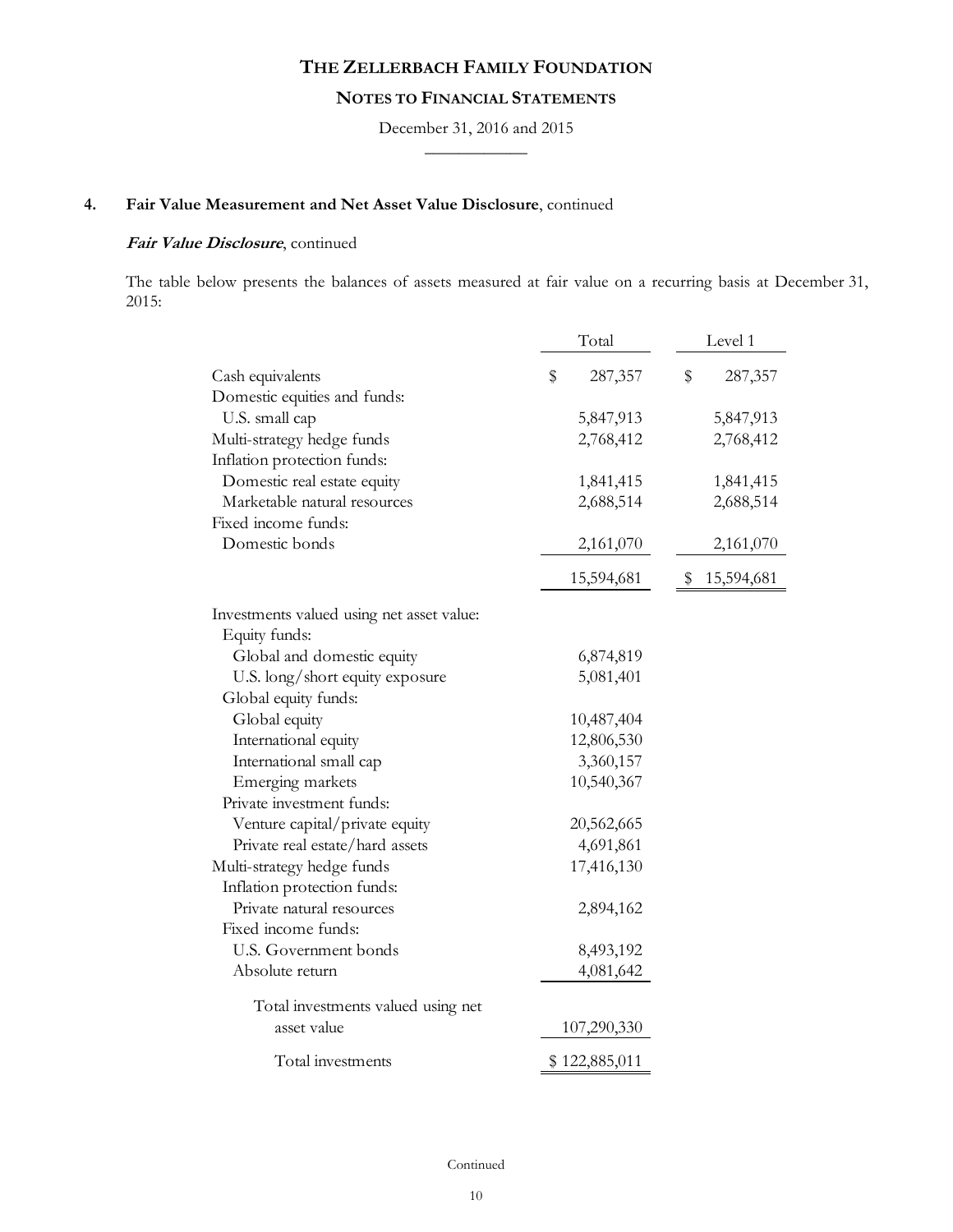## 4. Fair Value Measurement and Net Asset Value Disclosure, continued

***Fair Value Disclosure***, continued

The table below presents the balances of assets measured at fair value on a recurring basis at December 31, 2015:

| | Total | Level 1 |
|---|---|---|
| Cash equivalents | $ 287,357 | $ 287,357 |
| Domestic equities and funds: | | |
| U.S. small cap | 5,847,913 | 5,847,913 |
| Multi-strategy hedge funds | 2,768,412 | 2,768,412 |
| Inflation protection funds: | | |
| Domestic real estate equity | 1,841,415 | 1,841,415 |
| Marketable natural resources | 2,688,514 | 2,688,514 |
| Fixed income funds: | | |
| Domestic bonds | 2,161,070 | 2,161,070 |
| | 15,594,681 | $ 15,594,681 |
| Investments valued using net asset value: | | |
| Equity funds: | | |
| Global and domestic equity | 6,874,819 | |
| U.S. long/short equity exposure | 5,081,401 | |
| Global equity funds: | | |
| Global equity | 10,487,404 | |
| International equity | 12,806,530 | |
| International small cap | 3,360,157 | |
| Emerging markets | 10,540,367 | |
| Private investment funds: | | |
| Venture capital/private equity | 20,562,665 | |
| Private real estate/hard assets | 4,691,861 | |
| Multi-strategy hedge funds | 17,416,130 | |
| Inflation protection funds: | | |
| Private natural resources | 2,894,162 | |
| Fixed income funds: | | |
| U.S. Government bonds | 8,493,192 | |
| Absolute return | 4,081,642 | |
| Total investments valued using net asset value | 107,290,330 | |
| Total investments | $ 122,885,011 | |

Continued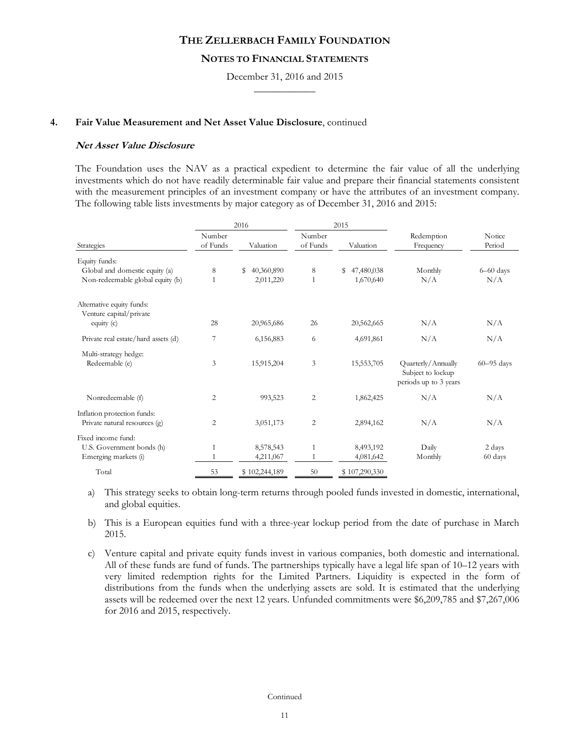# THE ZELLERBACH FAMILY FOUNDATION

## NOTES TO FINANCIAL STATEMENTS

December 31, 2016 and 2015

### 4. Fair Value Measurement and Net Asset Value Disclosure, continued

***Net Asset Value Disclosure***

The Foundation uses the NAV as a practical expedient to determine the fair value of all the underlying investments which do not have readily determinable fair value and prepare their financial statements consistent with the measurement principles of an investment company or have the attributes of an investment company. The following table lists investments by major category as of December 31, 2016 and 2015:

| | 2016 | | 2015 | | | |
|---|---|---|---|---|---|---|
| Strategies | Number of Funds | Valuation | Number of Funds | Valuation | Redemption Frequency | Notice Period |
| Equity funds: | | | | | | |
| Global and domestic equity (a) | 8 | $ 40,360,890 | 8 | $ 47,480,038 | Monthly | 6–60 days |
| Non-redeemable global equity (b) | 1 | 2,011,220 | 1 | 1,670,640 | N/A | N/A |
| Alternative equity funds: | | | | | | |
| Venture capital/private equity (c) | 28 | 20,965,686 | 26 | 20,562,665 | N/A | N/A |
| Private real estate/hard assets (d) | 7 | 6,156,883 | 6 | 4,691,861 | N/A | N/A |
| Multi-strategy hedge: | | | | | | |
| Redeemable (e) | 3 | 15,915,204 | 3 | 15,553,705 | Quarterly/Annually Subject to lockup periods up to 3 years | 60–95 days |
| Nonredeemable (f) | 2 | 993,523 | 2 | 1,862,425 | N/A | N/A |
| Inflation protection funds: | | | | | | |
| Private natural resources (g) | 2 | 3,051,173 | 2 | 2,894,162 | N/A | N/A |
| Fixed income fund: | | | | | | |
| U.S. Government bonds (h) | 1 | 8,578,543 | 1 | 8,493,192 | Daily | 2 days |
| Emerging markets (i) | 1 | 4,211,067 | 1 | 4,081,642 | Monthly | 60 days |
| Total | 53 | $ 102,244,189 | 50 | $ 107,290,330 | | |

a) This strategy seeks to obtain long-term returns through pooled funds invested in domestic, international, and global equities.

b) This is a European equities fund with a three-year lockup period from the date of purchase in March 2015.

c) Venture capital and private equity funds invest in various companies, both domestic and international. All of these funds are fund of funds. The partnerships typically have a legal life span of 10–12 years with very limited redemption rights for the Limited Partners. Liquidity is expected in the form of distributions from the funds when the underlying assets are sold. It is estimated that the underlying assets will be redeemed over the next 12 years. Unfunded commitments were $6,209,785 and $7,267,006 for 2016 and 2015, respectively.

Continued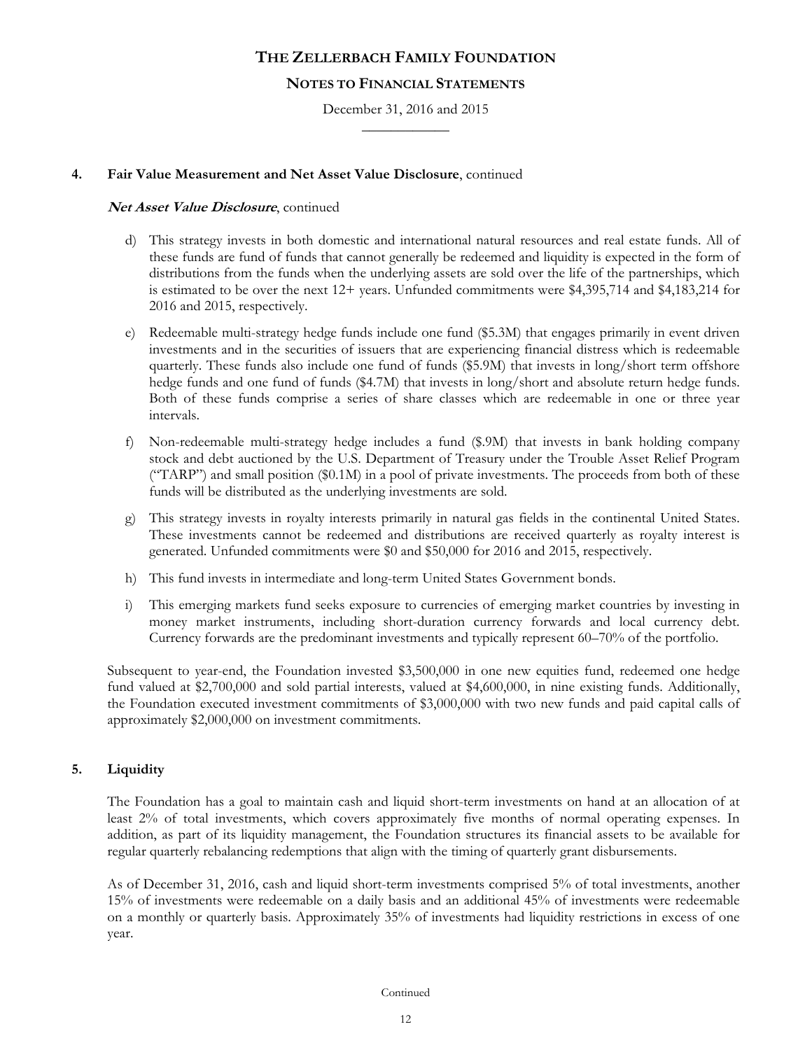# THE ZELLERBACH FAMILY FOUNDATION

## NOTES TO FINANCIAL STATEMENTS

December 31, 2016 and 2015

### 4. Fair Value Measurement and Net Asset Value Disclosure, continued

***Net Asset Value Disclosure***, continued

d) This strategy invests in both domestic and international natural resources and real estate funds. All of these funds are fund of funds that cannot generally be redeemed and liquidity is expected in the form of distributions from the funds when the underlying assets are sold over the life of the partnerships, which is estimated to be over the next 12+ years. Unfunded commitments were $4,395,714 and $4,183,214 for 2016 and 2015, respectively.

e) Redeemable multi-strategy hedge funds include one fund ($5.3M) that engages primarily in event driven investments and in the securities of issuers that are experiencing financial distress which is redeemable quarterly. These funds also include one fund of funds ($5.9M) that invests in long/short term offshore hedge funds and one fund of funds ($4.7M) that invests in long/short and absolute return hedge funds. Both of these funds comprise a series of share classes which are redeemable in one or three year intervals.

f) Non-redeemable multi-strategy hedge includes a fund ($.9M) that invests in bank holding company stock and debt auctioned by the U.S. Department of Treasury under the Trouble Asset Relief Program ("TARP") and small position ($0.1M) in a pool of private investments. The proceeds from both of these funds will be distributed as the underlying investments are sold.

g) This strategy invests in royalty interests primarily in natural gas fields in the continental United States. These investments cannot be redeemed and distributions are received quarterly as royalty interest is generated. Unfunded commitments were $0 and $50,000 for 2016 and 2015, respectively.

h) This fund invests in intermediate and long-term United States Government bonds.

i) This emerging markets fund seeks exposure to currencies of emerging market countries by investing in money market instruments, including short-duration currency forwards and local currency debt. Currency forwards are the predominant investments and typically represent 60–70% of the portfolio.

Subsequent to year-end, the Foundation invested $3,500,000 in one new equities fund, redeemed one hedge fund valued at $2,700,000 and sold partial interests, valued at $4,600,000, in nine existing funds. Additionally, the Foundation executed investment commitments of $3,000,000 with two new funds and paid capital calls of approximately $2,000,000 on investment commitments.

### 5. Liquidity

The Foundation has a goal to maintain cash and liquid short-term investments on hand at an allocation of at least 2% of total investments, which covers approximately five months of normal operating expenses. In addition, as part of its liquidity management, the Foundation structures its financial assets to be available for regular quarterly rebalancing redemptions that align with the timing of quarterly grant disbursements.

As of December 31, 2016, cash and liquid short-term investments comprised 5% of total investments, another 15% of investments were redeemable on a daily basis and an additional 45% of investments were redeemable on a monthly or quarterly basis. Approximately 35% of investments had liquidity restrictions in excess of one year.

Continued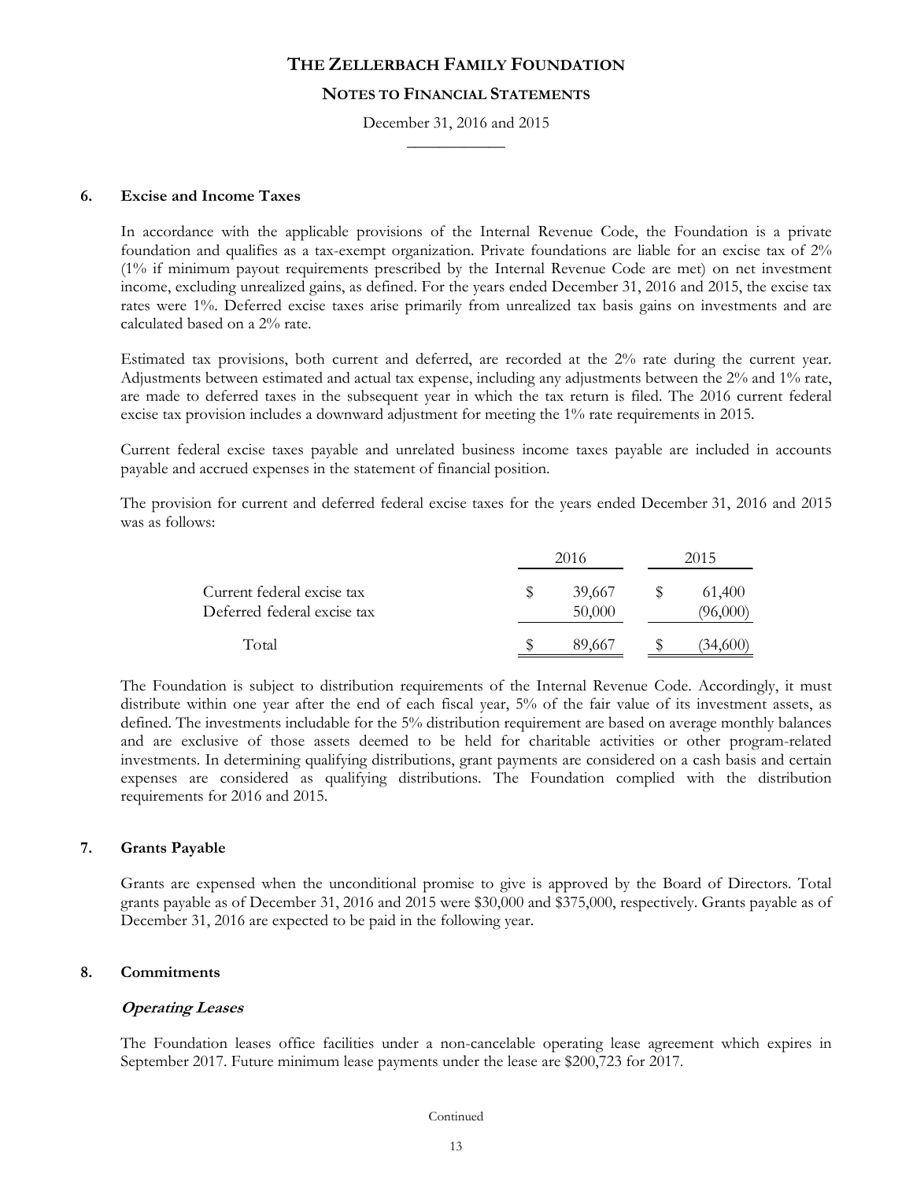# THE ZELLERBACH FAMILY FOUNDATION

## NOTES TO FINANCIAL STATEMENTS

December 31, 2016 and 2015

### 6. Excise and Income Taxes

In accordance with the applicable provisions of the Internal Revenue Code, the Foundation is a private foundation and qualifies as a tax-exempt organization. Private foundations are liable for an excise tax of 2% (1% if minimum payout requirements prescribed by the Internal Revenue Code are met) on net investment income, excluding unrealized gains, as defined. For the years ended December 31, 2016 and 2015, the excise tax rates were 1%. Deferred excise taxes arise primarily from unrealized tax basis gains on investments and are calculated based on a 2% rate.

Estimated tax provisions, both current and deferred, are recorded at the 2% rate during the current year. Adjustments between estimated and actual tax expense, including any adjustments between the 2% and 1% rate, are made to deferred taxes in the subsequent year in which the tax return is filed. The 2016 current federal excise tax provision includes a downward adjustment for meeting the 1% rate requirements in 2015.

Current federal excise taxes payable and unrelated business income taxes payable are included in accounts payable and accrued expenses in the statement of financial position.

The provision for current and deferred federal excise taxes for the years ended December 31, 2016 and 2015 was as follows:

| | 2016 | 2015 |
|---|---|---|
| Current federal excise tax | $ 39,667 | $ 61,400 |
| Deferred federal excise tax | 50,000 | (96,000) |
| Total | $ 89,667 | $ (34,600) |

The Foundation is subject to distribution requirements of the Internal Revenue Code. Accordingly, it must distribute within one year after the end of each fiscal year, 5% of the fair value of its investment assets, as defined. The investments includable for the 5% distribution requirement are based on average monthly balances and are exclusive of those assets deemed to be held for charitable activities or other program-related investments. In determining qualifying distributions, grant payments are considered on a cash basis and certain expenses are considered as qualifying distributions. The Foundation complied with the distribution requirements for 2016 and 2015.

### 7. Grants Payable

Grants are expensed when the unconditional promise to give is approved by the Board of Directors. Total grants payable as of December 31, 2016 and 2015 were $30,000 and $375,000, respectively. Grants payable as of December 31, 2016 are expected to be paid in the following year.

### 8. Commitments

#### *Operating Leases*

The Foundation leases office facilities under a non-cancelable operating lease agreement which expires in September 2017. Future minimum lease payments under the lease are $200,723 for 2017.

Continued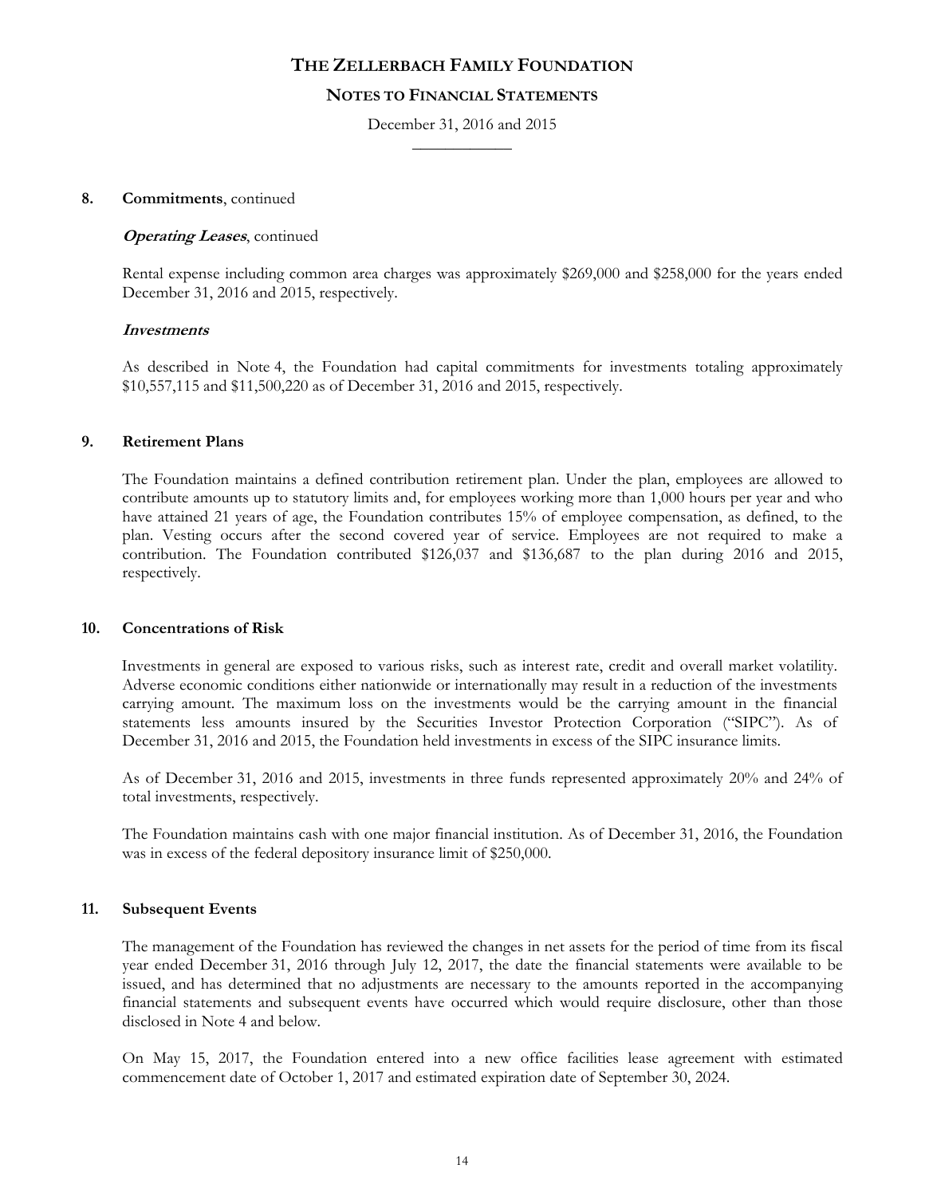# THE ZELLERBACH FAMILY FOUNDATION

## NOTES TO FINANCIAL STATEMENTS

December 31, 2016 and 2015

---

**8. Commitments**, continued

***Operating Leases***, continued

Rental expense including common area charges was approximately $269,000 and $258,000 for the years ended December 31, 2016 and 2015, respectively.

***Investments***

As described in Note 4, the Foundation had capital commitments for investments totaling approximately $10,557,115 and $11,500,220 as of December 31, 2016 and 2015, respectively.

**9. Retirement Plans**

The Foundation maintains a defined contribution retirement plan. Under the plan, employees are allowed to contribute amounts up to statutory limits and, for employees working more than 1,000 hours per year and who have attained 21 years of age, the Foundation contributes 15% of employee compensation, as defined, to the plan. Vesting occurs after the second covered year of service. Employees are not required to make a contribution. The Foundation contributed $126,037 and $136,687 to the plan during 2016 and 2015, respectively.

**10. Concentrations of Risk**

Investments in general are exposed to various risks, such as interest rate, credit and overall market volatility. Adverse economic conditions either nationwide or internationally may result in a reduction of the investments carrying amount. The maximum loss on the investments would be the carrying amount in the financial statements less amounts insured by the Securities Investor Protection Corporation ("SIPC"). As of December 31, 2016 and 2015, the Foundation held investments in excess of the SIPC insurance limits.

As of December 31, 2016 and 2015, investments in three funds represented approximately 20% and 24% of total investments, respectively.

The Foundation maintains cash with one major financial institution. As of December 31, 2016, the Foundation was in excess of the federal depository insurance limit of $250,000.

**11. Subsequent Events**

The management of the Foundation has reviewed the changes in net assets for the period of time from its fiscal year ended December 31, 2016 through July 12, 2017, the date the financial statements were available to be issued, and has determined that no adjustments are necessary to the amounts reported in the accompanying financial statements and subsequent events have occurred which would require disclosure, other than those disclosed in Note 4 and below.

On May 15, 2017, the Foundation entered into a new office facilities lease agreement with estimated commencement date of October 1, 2017 and estimated expiration date of September 30, 2024.